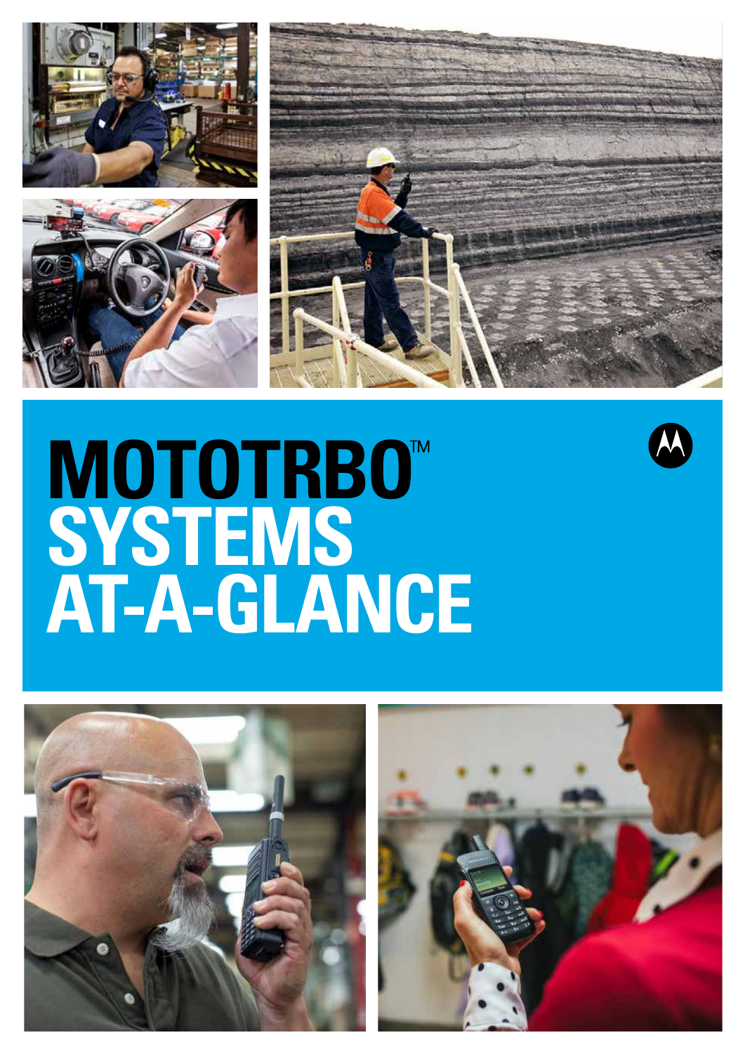# MOTOTRBO™ SYSTEMS AT-A-GLANCE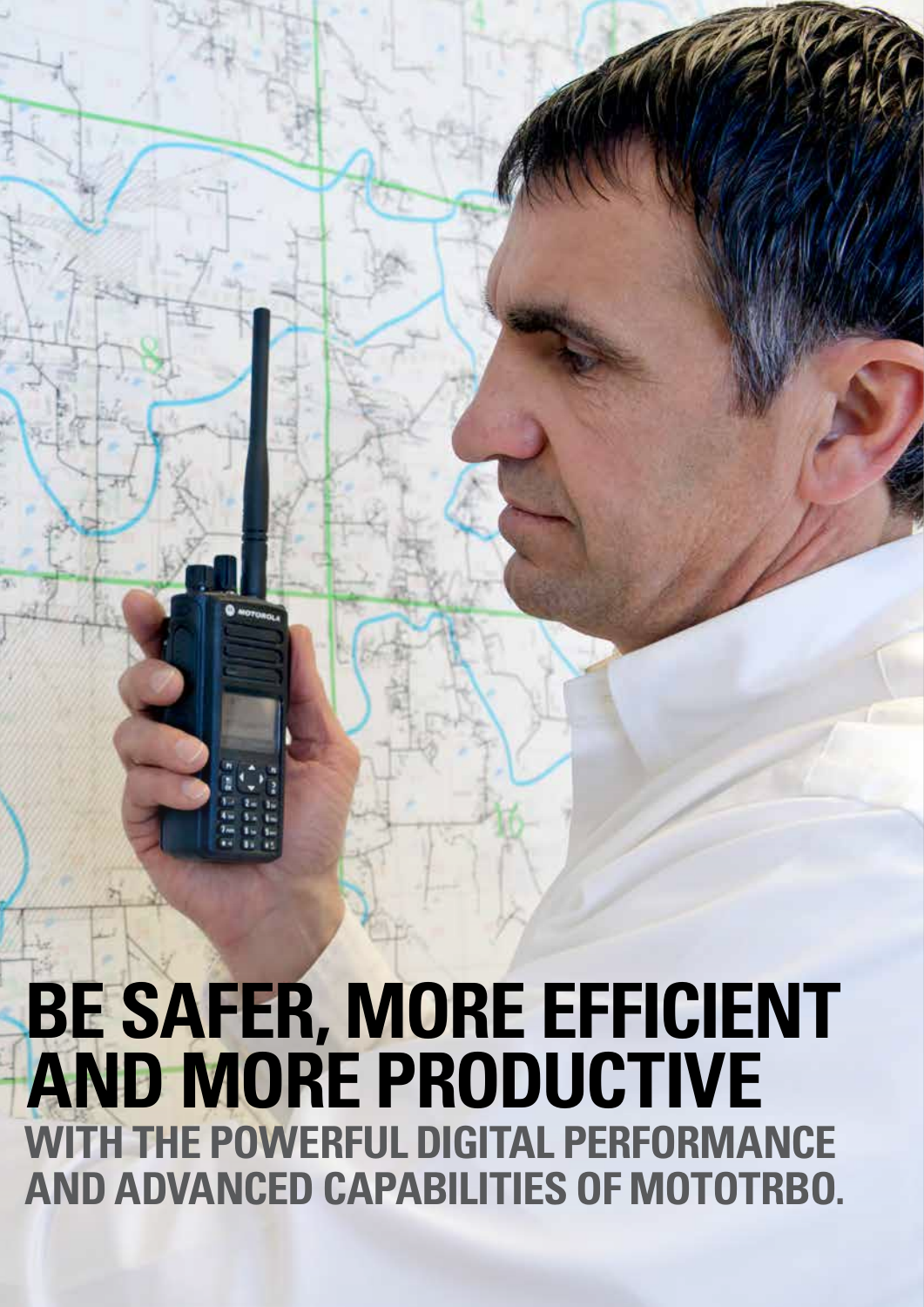# BE SAFER, MORE EFFICIENT AND MORE PRODUCTIVE

## WITH THE POWERFUL DIGITAL PERFORMANCE AND ADVANCED CAPABILITIES OF MOTOTRBO.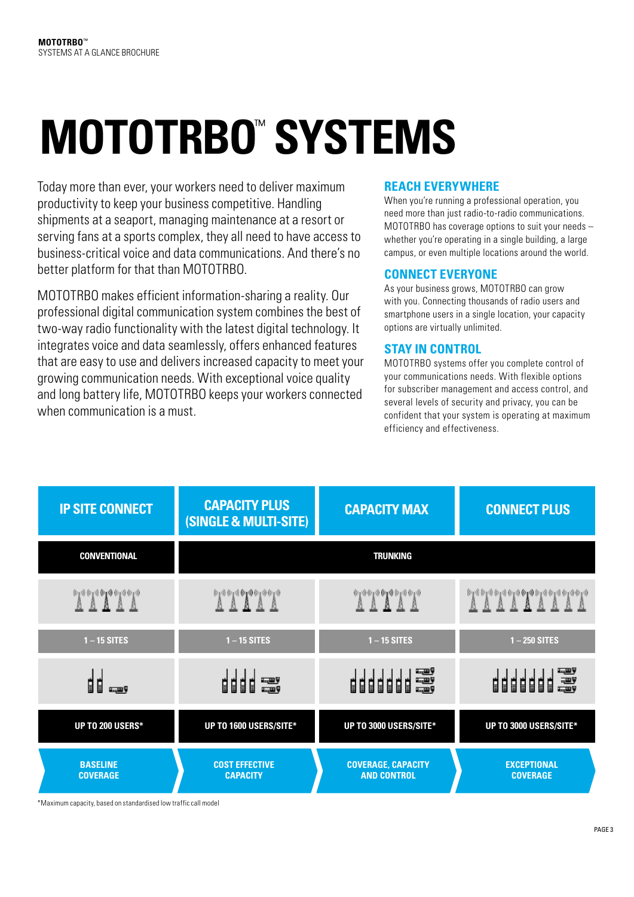# MOTOTRBO™ SYSTEMS

Today more than ever, your workers need to deliver maximum productivity to keep your business competitive. Handling shipments at a seaport, managing maintenance at a resort or serving fans at a sports complex, they all need to have access to business-critical voice and data communications. And there's no better platform for that than MOTOTRBO.

MOTOTRBO makes efficient information-sharing a reality. Our professional digital communication system combines the best of two-way radio functionality with the latest digital technology. It integrates voice and data seamlessly, offers enhanced features that are easy to use and delivers increased capacity to meet your growing communication needs. With exceptional voice quality and long battery life, MOTOTRBO keeps your workers connected when communication is a must.

## REACH EVERYWHERE

When you're running a professional operation, you need more than just radio-to-radio communications. MOTOTRBO has coverage options to suit your needs – whether you're operating in a single building, a large campus, or even multiple locations around the world.

## CONNECT EVERYONE

As your business grows, MOTOTRBO can grow with you. Connecting thousands of radio users and smartphone users in a single location, your capacity options are virtually unlimited.

## STAY IN CONTROL

MOTOTRBO systems offer you complete control of your communications needs. With flexible options for subscriber management and access control, and several levels of security and privacy, you can be confident that your system is operating at maximum efficiency and effectiveness.

| IP SITE CONNECT | CAPACITY PLUS (SINGLE & MULTI-SITE) | CAPACITY MAX | CONNECT PLUS |
|---|---|---|---|
| CONVENTIONAL | TRUNKING | | |
| 1 – 15 SITES | 1 – 15 SITES | 1 – 15 SITES | 1 – 250 SITES |
| UP TO 200 USERS* | UP TO 1600 USERS/SITE* | UP TO 3000 USERS/SITE* | UP TO 3000 USERS/SITE* |
| BASELINE COVERAGE | COST EFFECTIVE CAPACITY | COVERAGE, CAPACITY AND CONTROL | EXCEPTIONAL COVERAGE |

*Maximum capacity, based on standardised low traffic call model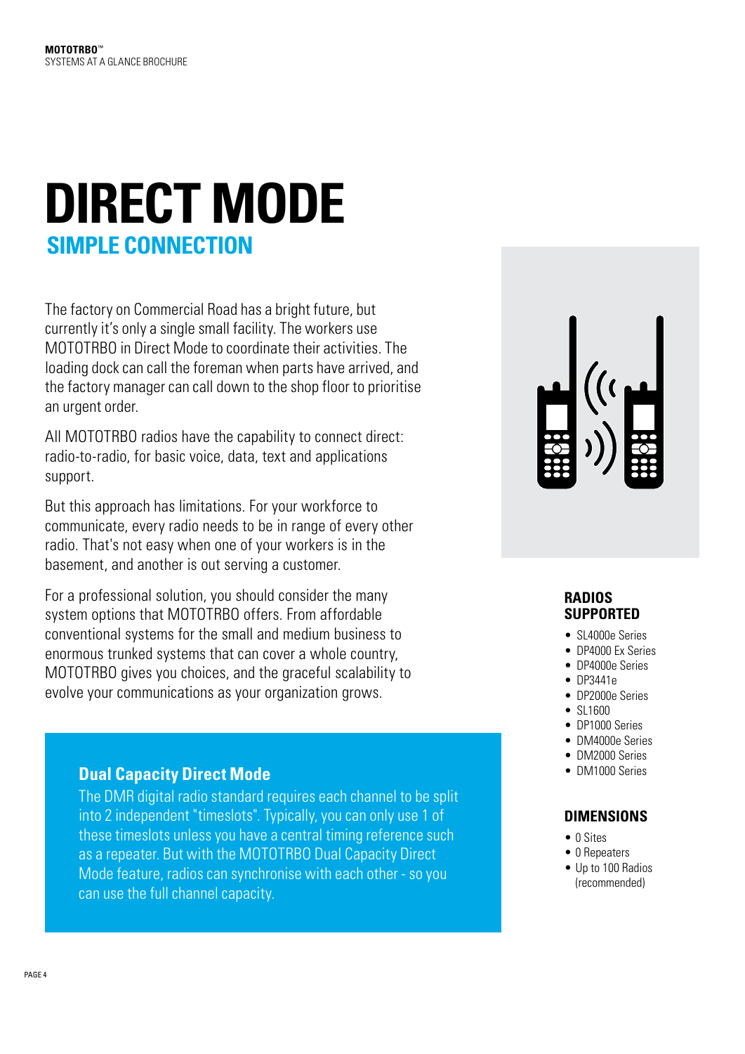# DIRECT MODE

## SIMPLE CONNECTION

The factory on Commercial Road has a bright future, but currently it's only a single small facility. The workers use MOTOTRBO in Direct Mode to coordinate their activities. The loading dock can call the foreman when parts have arrived, and the factory manager can call down to the shop floor to prioritise an urgent order.

All MOTOTRBO radios have the capability to connect direct: radio-to-radio, for basic voice, data, text and applications support.

But this approach has limitations. For your workforce to communicate, every radio needs to be in range of every other radio. That's not easy when one of your workers is in the basement, and another is out serving a customer.

For a professional solution, you should consider the many system options that MOTOTRBO offers. From affordable conventional systems for the small and medium business to enormous trunked systems that can cover a whole country, MOTOTRBO gives you choices, and the graceful scalability to evolve your communications as your organization grows.

### Dual Capacity Direct Mode

The DMR digital radio standard requires each channel to be split into 2 independent "timeslots". Typically, you can only use 1 of these timeslots unless you have a central timing reference such as a repeater. But with the MOTOTRBO Dual Capacity Direct Mode feature, radios can synchronise with each other - so you can use the full channel capacity.

### RADIOS SUPPORTED

- SL4000e Series
- DP4000 Ex Series
- DP4000e Series
- DP3441e
- DP2000e Series
- SL1600
- DP1000 Series
- DM4000e Series
- DM2000 Series
- DM1000 Series

### DIMENSIONS

- 0 Sites
- 0 Repeaters
- Up to 100 Radios (recommended)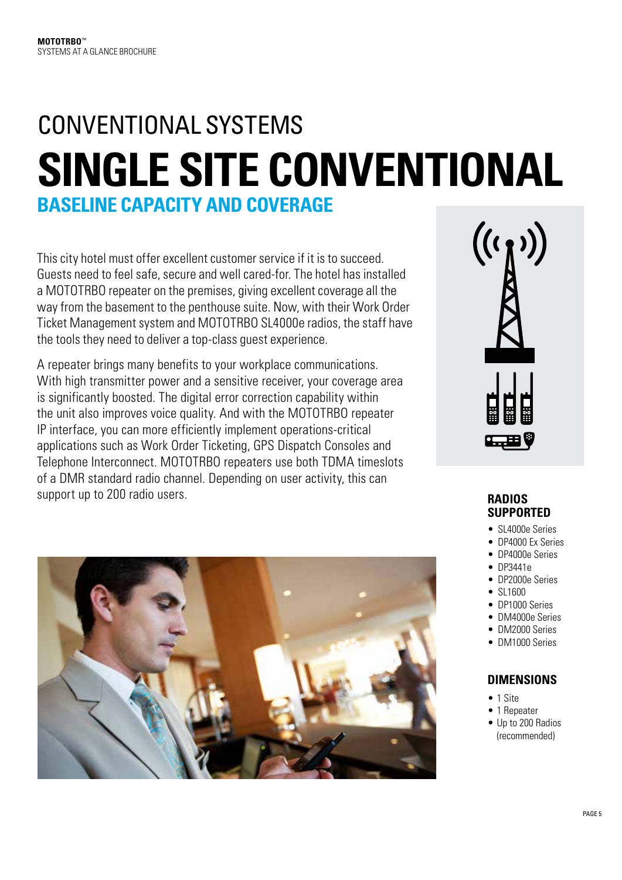# CONVENTIONAL SYSTEMS

# SINGLE SITE CONVENTIONAL

## BASELINE CAPACITY AND COVERAGE

This city hotel must offer excellent customer service if it is to succeed. Guests need to feel safe, secure and well cared-for. The hotel has installed a MOTOTRBO repeater on the premises, giving excellent coverage all the way from the basement to the penthouse suite. Now, with their Work Order Ticket Management system and MOTOTRBO SL4000e radios, the staff have the tools they need to deliver a top-class guest experience.

A repeater brings many benefits to your workplace communications. With high transmitter power and a sensitive receiver, your coverage area is significantly boosted. The digital error correction capability within the unit also improves voice quality. And with the MOTOTRBO repeater IP interface, you can more efficiently implement operations-critical applications such as Work Order Ticketing, GPS Dispatch Consoles and Telephone Interconnect. MOTOTRBO repeaters use both TDMA timeslots of a DMR standard radio channel. Depending on user activity, this can support up to 200 radio users.

### RADIOS SUPPORTED

- SL4000e Series
- DP4000 Ex Series
- DP4000e Series
- DP3441e
- DP2000e Series
- SL1600
- DP1000 Series
- DM4000e Series
- DM2000 Series
- DM1000 Series

### DIMENSIONS

- 1 Site
- 1 Repeater
- Up to 200 Radios (recommended)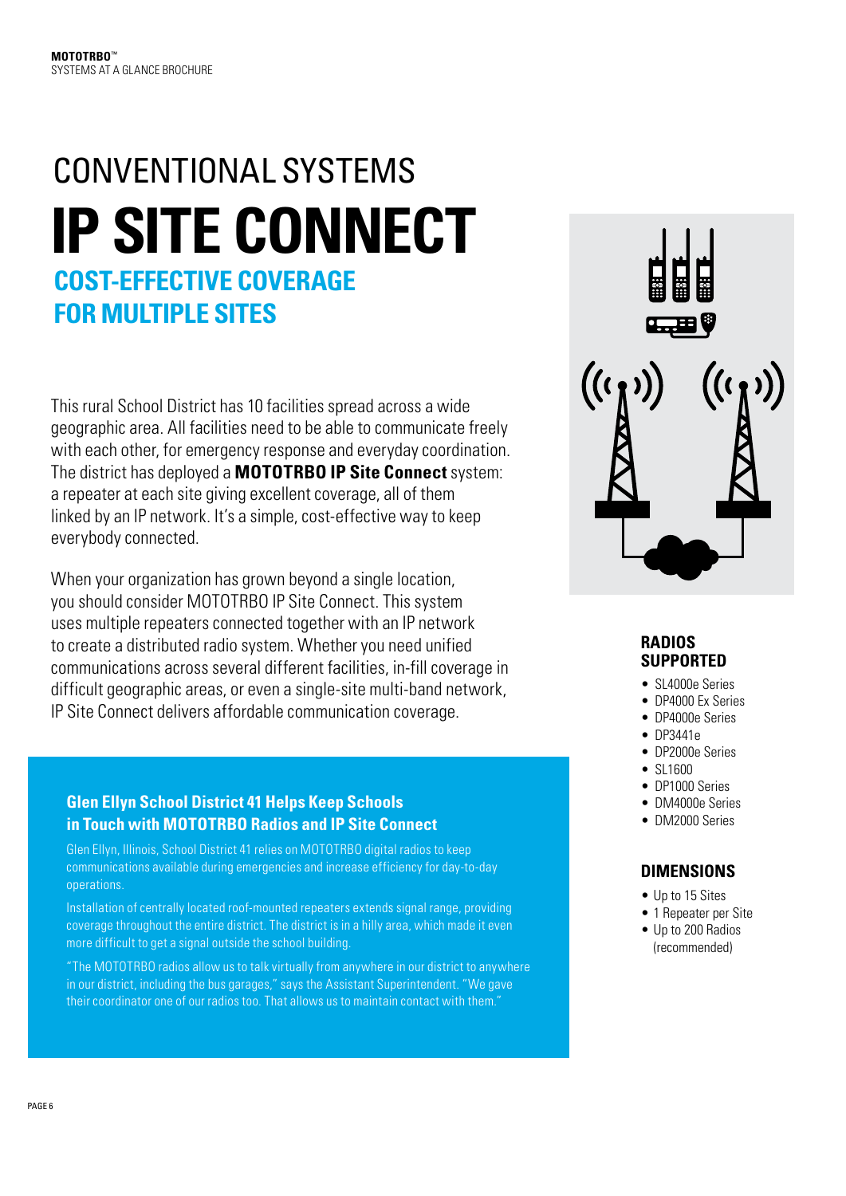# CONVENTIONAL SYSTEMS

# IP SITE CONNECT

## COST-EFFECTIVE COVERAGE FOR MULTIPLE SITES

This rural School District has 10 facilities spread across a wide geographic area. All facilities need to be able to communicate freely with each other, for emergency response and everyday coordination. The district has deployed a **MOTOTRBO IP Site Connect** system: a repeater at each site giving excellent coverage, all of them linked by an IP network. It's a simple, cost-effective way to keep everybody connected.

When your organization has grown beyond a single location, you should consider MOTOTRBO IP Site Connect. This system uses multiple repeaters connected together with an IP network to create a distributed radio system. Whether you need unified communications across several different facilities, in-fill coverage in difficult geographic areas, or even a single-site multi-band network, IP Site Connect delivers affordable communication coverage.

### Glen Ellyn School District 41 Helps Keep Schools in Touch with MOTOTRBO Radios and IP Site Connect

Glen Ellyn, Illinois, School District 41 relies on MOTOTRBO digital radios to keep communications available during emergencies and increase efficiency for day-to-day operations.

Installation of centrally located roof-mounted repeaters extends signal range, providing coverage throughout the entire district. The district is in a hilly area, which made it even more difficult to get a signal outside the school building.

"The MOTOTRBO radios allow us to talk virtually from anywhere in our district to anywhere in our district, including the bus garages," says the Assistant Superintendent. "We gave their coordinator one of our radios too. That allows us to maintain contact with them."

### RADIOS SUPPORTED

- SL4000e Series
- DP4000 Ex Series
- DP4000e Series
- DP3441e
- DP2000e Series
- SL1600
- DP1000 Series
- DM4000e Series
- DM2000 Series

### DIMENSIONS

- Up to 15 Sites
- 1 Repeater per Site
- Up to 200 Radios (recommended)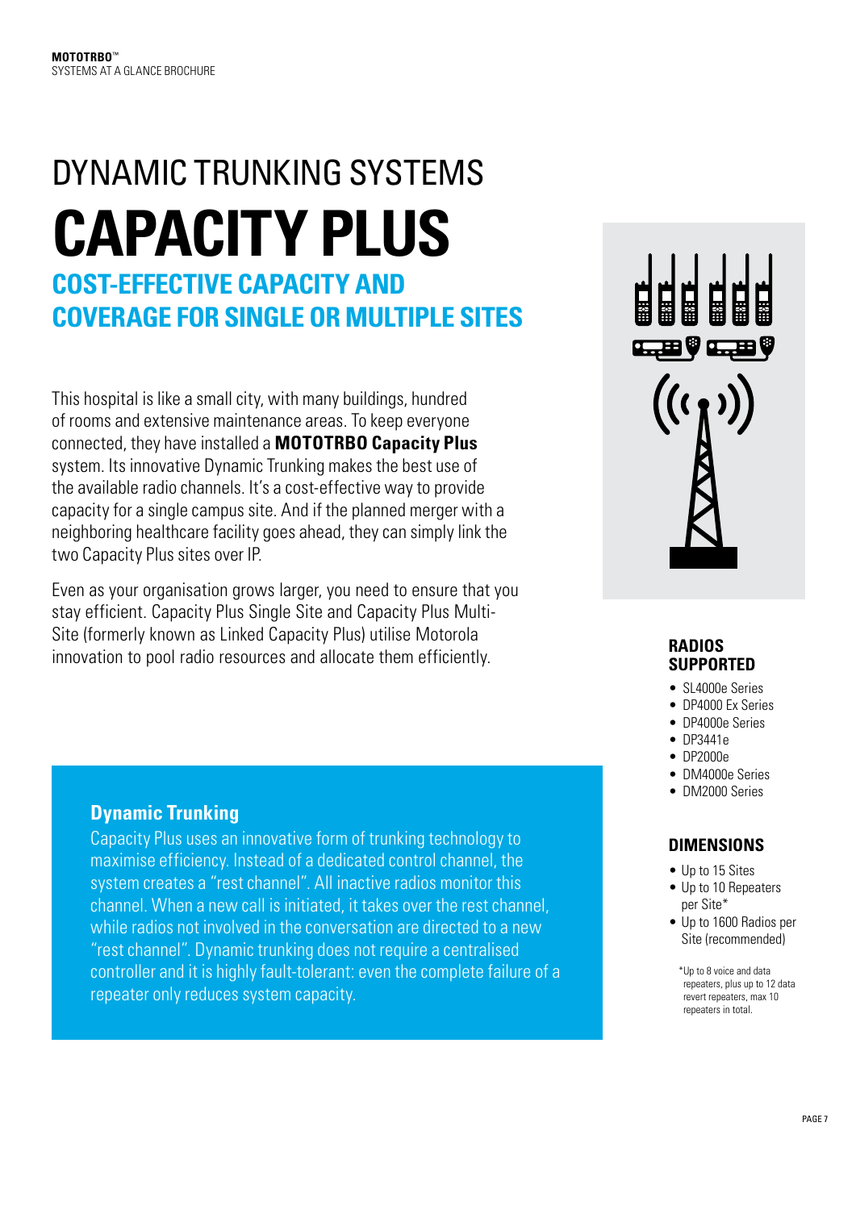# DYNAMIC TRUNKING SYSTEMS

# CAPACITY PLUS

## COST-EFFECTIVE CAPACITY AND COVERAGE FOR SINGLE OR MULTIPLE SITES

This hospital is like a small city, with many buildings, hundred of rooms and extensive maintenance areas. To keep everyone connected, they have installed a **MOTOTRBO Capacity Plus** system. Its innovative Dynamic Trunking makes the best use of the available radio channels. It's a cost-effective way to provide capacity for a single campus site. And if the planned merger with a neighboring healthcare facility goes ahead, they can simply link the two Capacity Plus sites over IP.

Even as your organisation grows larger, you need to ensure that you stay efficient. Capacity Plus Single Site and Capacity Plus Multi-Site (formerly known as Linked Capacity Plus) utilise Motorola innovation to pool radio resources and allocate them efficiently.

### Dynamic Trunking

Capacity Plus uses an innovative form of trunking technology to maximise efficiency. Instead of a dedicated control channel, the system creates a "rest channel". All inactive radios monitor this channel. When a new call is initiated, it takes over the rest channel, while radios not involved in the conversation are directed to a new "rest channel". Dynamic trunking does not require a centralised controller and it is highly fault-tolerant: even the complete failure of a repeater only reduces system capacity.

### RADIOS SUPPORTED

- SL4000e Series
- DP4000 Ex Series
- DP4000e Series
- DP3441e
- DP2000e
- DM4000e Series
- DM2000 Series

### DIMENSIONS

- Up to 15 Sites
- Up to 10 Repeaters per Site*
- Up to 1600 Radios per Site (recommended)

*Up to 8 voice and data repeaters, plus up to 12 data revert repeaters, max 10 repeaters in total.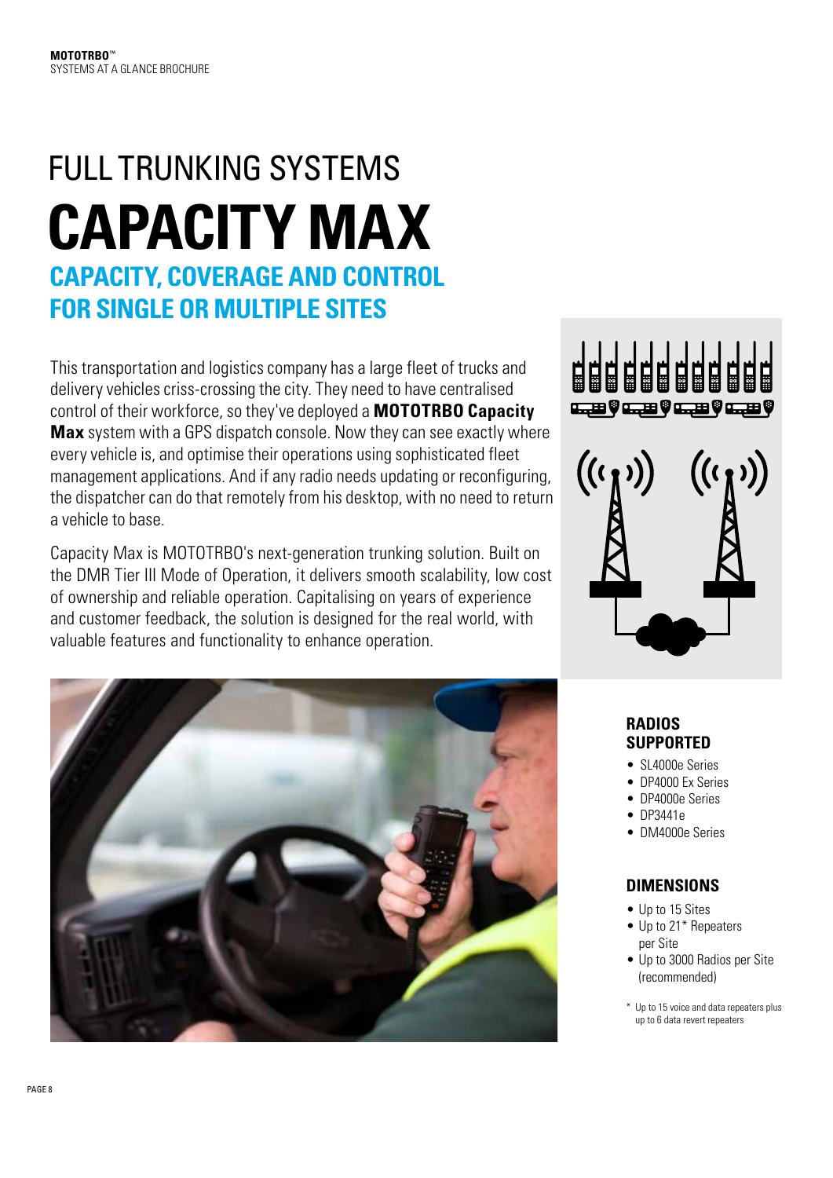# FULL TRUNKING SYSTEMS

# CAPACITY MAX

## CAPACITY, COVERAGE AND CONTROL FOR SINGLE OR MULTIPLE SITES

This transportation and logistics company has a large fleet of trucks and delivery vehicles criss-crossing the city. They need to have centralised control of their workforce, so they've deployed a **MOTOTRBO Capacity Max** system with a GPS dispatch console. Now they can see exactly where every vehicle is, and optimise their operations using sophisticated fleet management applications. And if any radio needs updating or reconfiguring, the dispatcher can do that remotely from his desktop, with no need to return a vehicle to base.

Capacity Max is MOTOTRBO's next-generation trunking solution. Built on the DMR Tier III Mode of Operation, it delivers smooth scalability, low cost of ownership and reliable operation. Capitalising on years of experience and customer feedback, the solution is designed for the real world, with valuable features and functionality to enhance operation.

### RADIOS SUPPORTED

- SL4000e Series
- DP4000 Ex Series
- DP4000e Series
- DP3441e
- DM4000e Series

### DIMENSIONS

- Up to 15 Sites
- Up to 21* Repeaters per Site
- Up to 3000 Radios per Site (recommended)

\* Up to 15 voice and data repeaters plus up to 6 data revert repeaters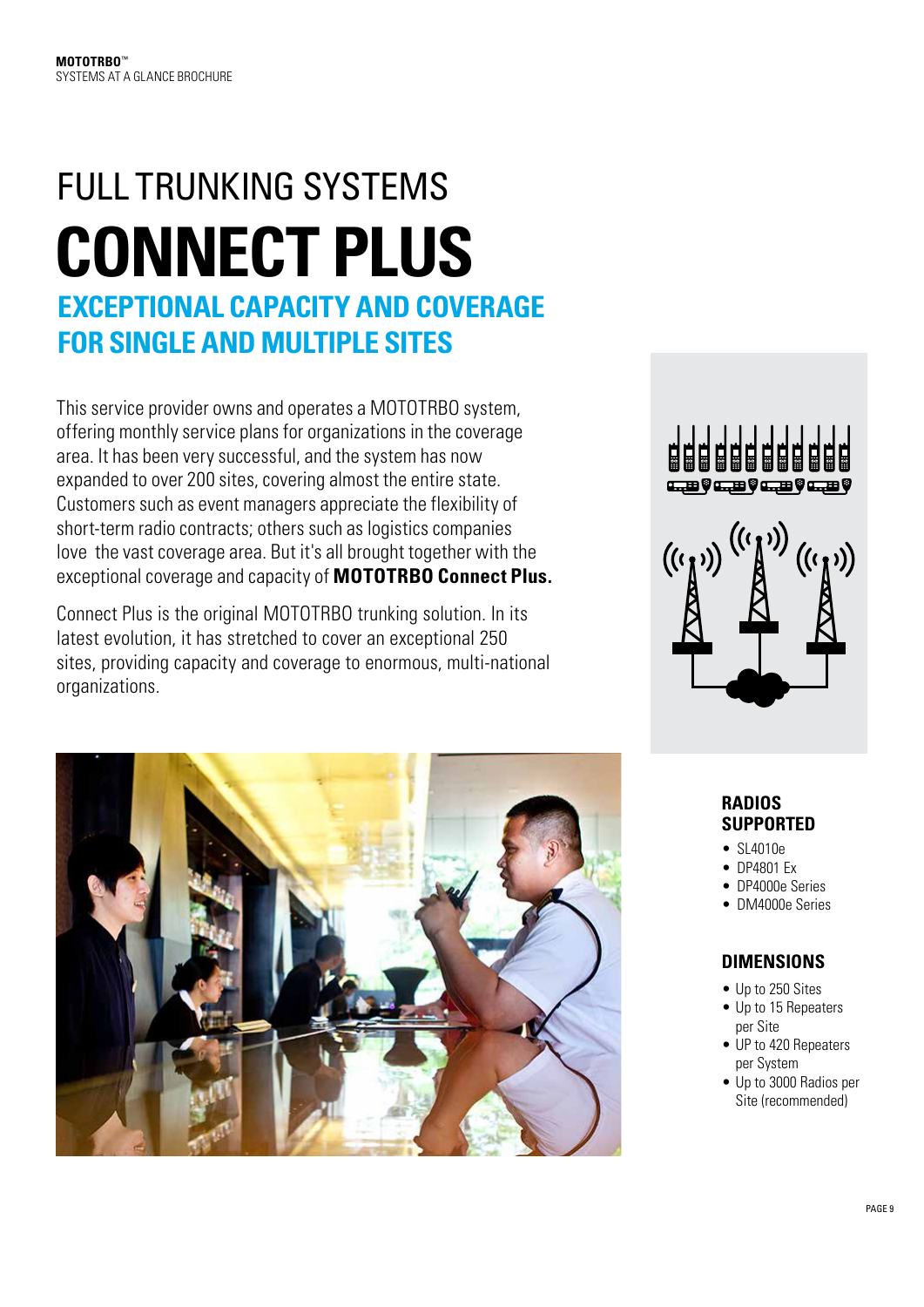# FULL TRUNKING SYSTEMS

# CONNECT PLUS

## EXCEPTIONAL CAPACITY AND COVERAGE FOR SINGLE AND MULTIPLE SITES

This service provider owns and operates a MOTOTRBO system, offering monthly service plans for organizations in the coverage area. It has been very successful, and the system has now expanded to over 200 sites, covering almost the entire state. Customers such as event managers appreciate the flexibility of short-term radio contracts; others such as logistics companies love the vast coverage area. But it's all brought together with the exceptional coverage and capacity of **MOTOTRBO Connect Plus.**

Connect Plus is the original MOTOTRBO trunking solution. In its latest evolution, it has stretched to cover an exceptional 250 sites, providing capacity and coverage to enormous, multi-national organizations.

### RADIOS SUPPORTED

- SL4010e
- DP4801 Ex
- DP4000e Series
- DM4000e Series

### DIMENSIONS

- Up to 250 Sites
- Up to 15 Repeaters per Site
- UP to 420 Repeaters per System
- Up to 3000 Radios per Site (recommended)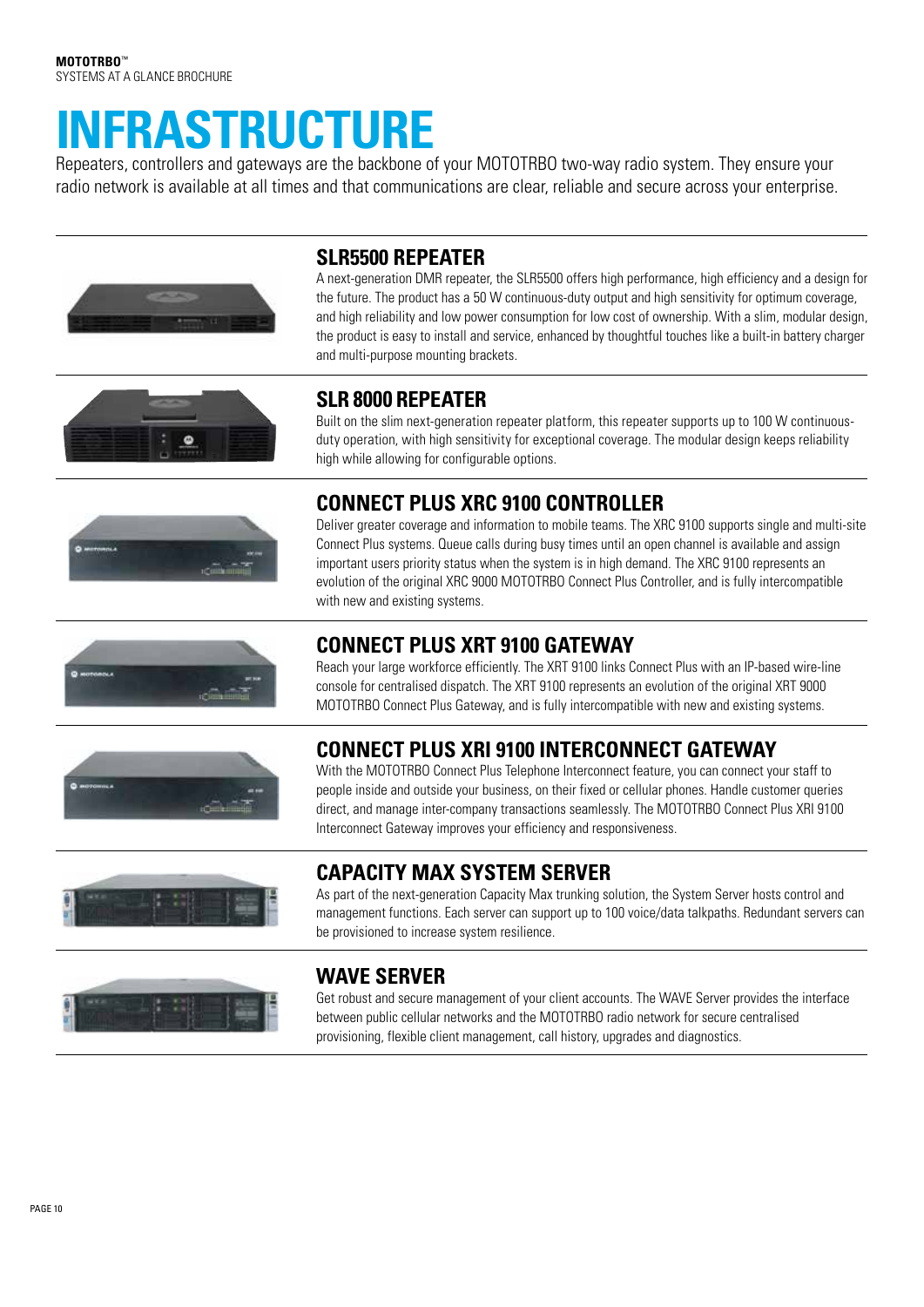# INFRASTRUCTURE

Repeaters, controllers and gateways are the backbone of your MOTOTRBO two-way radio system. They ensure your radio network is available at all times and that communications are clear, reliable and secure across your enterprise.

## SLR5500 REPEATER

A next-generation DMR repeater, the SLR5500 offers high performance, high efficiency and a design for the future. The product has a 50 W continuous-duty output and high sensitivity for optimum coverage, and high reliability and low power consumption for low cost of ownership. With a slim, modular design, the product is easy to install and service, enhanced by thoughtful touches like a built-in battery charger and multi-purpose mounting brackets.

## SLR 8000 REPEATER

Built on the slim next-generation repeater platform, this repeater supports up to 100 W continuous-duty operation, with high sensitivity for exceptional coverage. The modular design keeps reliability high while allowing for configurable options.

## CONNECT PLUS XRC 9100 CONTROLLER

Deliver greater coverage and information to mobile teams. The XRC 9100 supports single and multi-site Connect Plus systems. Queue calls during busy times until an open channel is available and assign important users priority status when the system is in high demand. The XRC 9100 represents an evolution of the original XRC 9000 MOTOTRBO Connect Plus Controller, and is fully intercompatible with new and existing systems.

## CONNECT PLUS XRT 9100 GATEWAY

Reach your large workforce efficiently. The XRT 9100 links Connect Plus with an IP-based wire-line console for centralised dispatch. The XRT 9100 represents an evolution of the original XRT 9000 MOTOTRBO Connect Plus Gateway, and is fully intercompatible with new and existing systems.

## CONNECT PLUS XRI 9100 INTERCONNECT GATEWAY

With the MOTOTRBO Connect Plus Telephone Interconnect feature, you can connect your staff to people inside and outside your business, on their fixed or cellular phones. Handle customer queries direct, and manage inter-company transactions seamlessly. The MOTOTRBO Connect Plus XRI 9100 Interconnect Gateway improves your efficiency and responsiveness.

## CAPACITY MAX SYSTEM SERVER

As part of the next-generation Capacity Max trunking solution, the System Server hosts control and management functions. Each server can support up to 100 voice/data talkpaths. Redundant servers can be provisioned to increase system resilience.

## WAVE SERVER

Get robust and secure management of your client accounts. The WAVE Server provides the interface between public cellular networks and the MOTOTRBO radio network for secure centralised provisioning, flexible client management, call history, upgrades and diagnostics.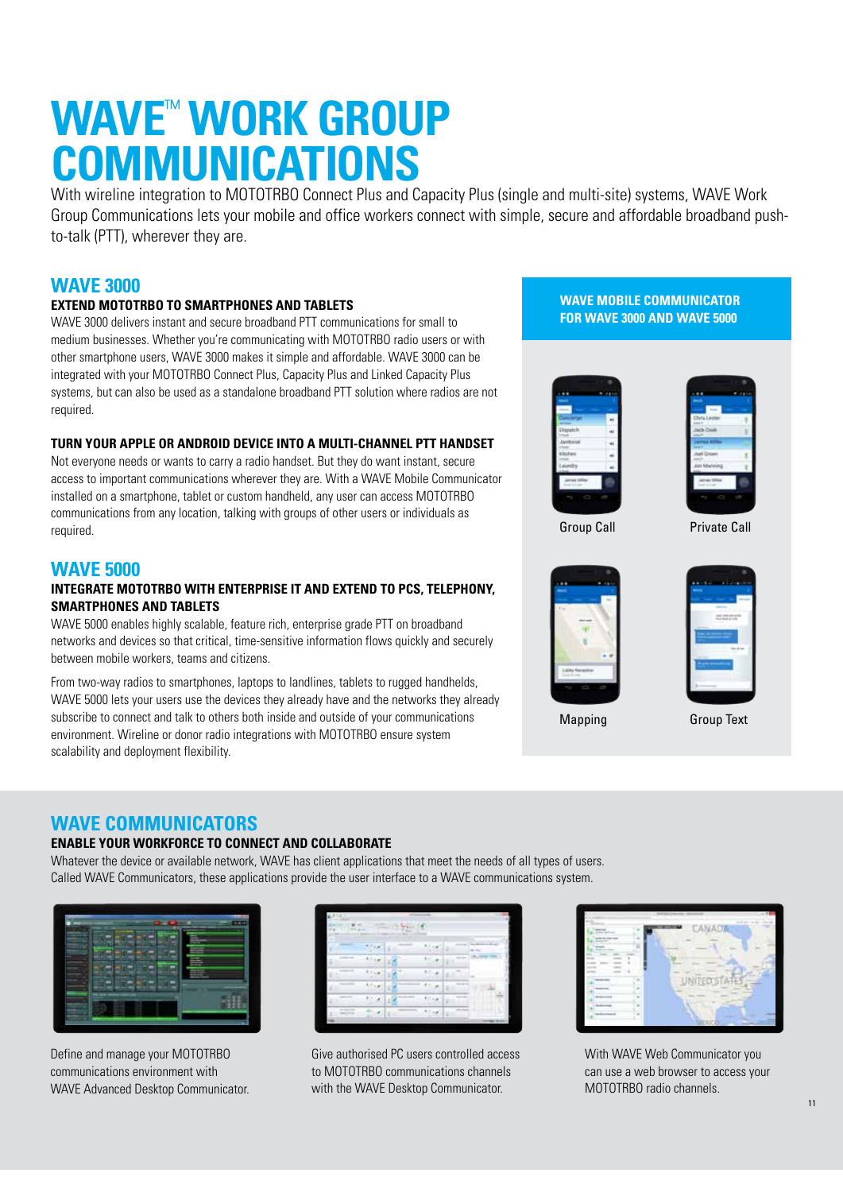# WAVE™ WORK GROUP COMMUNICATIONS

With wireline integration to MOTOTRBO Connect Plus and Capacity Plus (single and multi-site) systems, WAVE Work Group Communications lets your mobile and office workers connect with simple, secure and affordable broadband push-to-talk (PTT), wherever they are.

## WAVE 3000

### EXTEND MOTOTRBO TO SMARTPHONES AND TABLETS

WAVE 3000 delivers instant and secure broadband PTT communications for small to medium businesses. Whether you're communicating with MOTOTRBO radio users or with other smartphone users, WAVE 3000 makes it simple and affordable. WAVE 3000 can be integrated with your MOTOTRBO Connect Plus, Capacity Plus and Linked Capacity Plus systems, but can also be used as a standalone broadband PTT solution where radios are not required.

### TURN YOUR APPLE OR ANDROID DEVICE INTO A MULTI-CHANNEL PTT HANDSET

Not everyone needs or wants to carry a radio handset. But they do want instant, secure access to important communications wherever they are. With a WAVE Mobile Communicator installed on a smartphone, tablet or custom handheld, any user can access MOTOTRBO communications from any location, talking with groups of other users or individuals as required.

## WAVE 5000

### INTEGRATE MOTOTRBO WITH ENTERPRISE IT AND EXTEND TO PCS, TELEPHONY, SMARTPHONES AND TABLETS

WAVE 5000 enables highly scalable, feature rich, enterprise grade PTT on broadband networks and devices so that critical, time-sensitive information flows quickly and securely between mobile workers, teams and citizens.

From two-way radios to smartphones, laptops to landlines, tablets to rugged handhelds, WAVE 5000 lets your users use the devices they already have and the networks they already subscribe to connect and talk to others both inside and outside of your communications environment. Wireline or donor radio integrations with MOTOTRBO ensure system scalability and deployment flexibility.

### WAVE MOBILE COMMUNICATOR FOR WAVE 3000 AND WAVE 5000

Group Call

Private Call

Mapping

Group Text

## WAVE COMMUNICATORS

### ENABLE YOUR WORKFORCE TO CONNECT AND COLLABORATE

Whatever the device or available network, WAVE has client applications that meet the needs of all types of users. Called WAVE Communicators, these applications provide the user interface to a WAVE communications system.

Define and manage your MOTOTRBO communications environment with WAVE Advanced Desktop Communicator.

Give authorised PC users controlled access to MOTOTRBO communications channels with the WAVE Desktop Communicator.

With WAVE Web Communicator you can use a web browser to access your MOTOTRBO radio channels.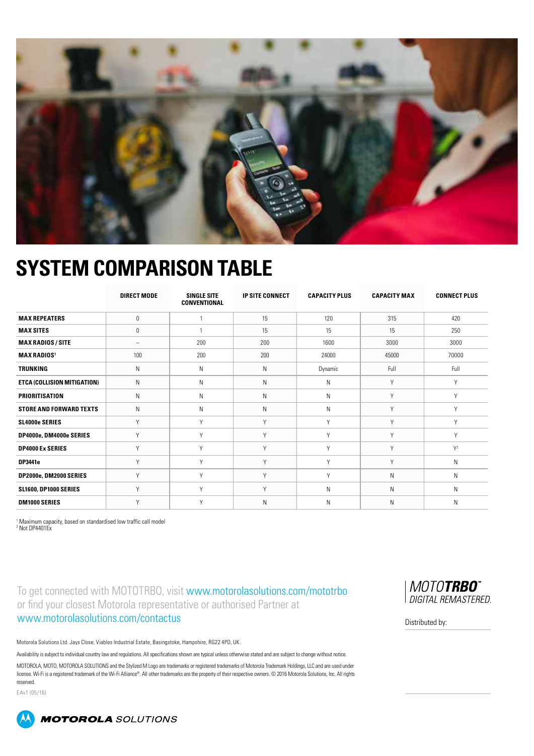# SYSTEM COMPARISON TABLE

| | DIRECT MODE | SINGLE SITE CONVENTIONAL | IP SITE CONNECT | CAPACITY PLUS | CAPACITY MAX | CONNECT PLUS |
|---|---|---|---|---|---|---|
| **MAX REPEATERS** | 0 | 1 | 15 | 120 | 315 | 420 |
| **MAX SITES** | 0 | 1 | 15 | 15 | 15 | 250 |
| **MAX RADIOS / SITE** | – | 200 | 200 | 1600 | 3000 | 3000 |
| **MAX RADIOS[1]** | 100 | 200 | 200 | 24000 | 45000 | 70000 |
| **TRUNKING** | N | N | N | Dynamic | Full | Full |
| **ETCA (COLLISION MITIGATION)** | N | N | N | N | Y | Y |
| **PRIORITISATION** | N | N | N | N | Y | Y |
| **STORE AND FORWARD TEXTS** | N | N | N | N | Y | Y |
| **SL4000e SERIES** | Y | Y | Y | Y | Y | Y |
| **DP4000e, DM4000e SERIES** | Y | Y | Y | Y | Y | Y |
| **DP4000 Ex SERIES** | Y | Y | Y | Y | Y | Y[2] |
| **DP3441e** | Y | Y | Y | Y | Y | N |
| **DP2000e, DM2000 SERIES** | Y | Y | Y | Y | N | N |
| **SL1600, DP1000 SERIES** | Y | Y | Y | N | N | N |
| **DM1000 SERIES** | Y | Y | N | N | N | N |

[1] Maximum capacity, based on standardised low traffic call model
[2] Not DP4401Ex

To get connected with MOTOTRBO, visit www.motorolasolutions.com/mototrbo or find your closest Motorola representative or authorised Partner at www.motorolasolutions.com/contactus

MOTOTRBO™ DIGITAL REMASTERED.

Distributed by:

Motorola Solutions Ltd. Jays Close, Viables Industrial Estate, Basingstoke, Hampshire, RG22 4PD, UK.

Availability is subject to individual country law and regulations. All specifications shown are typical unless otherwise stated and are subject to change without notice.

MOTOROLA, MOTO, MOTOROLA SOLUTIONS and the Stylized M Logo are trademarks or registered trademarks of Motorola Trademark Holdings, LLC and are used under license. Wi-Fi is a registered trademark of the Wi-Fi Alliance®. All other trademarks are the property of their respective owners. © 2016 Motorola Solutions, Inc. All rights reserved.

EAv1 (05/16)

MOTOROLA SOLUTIONS